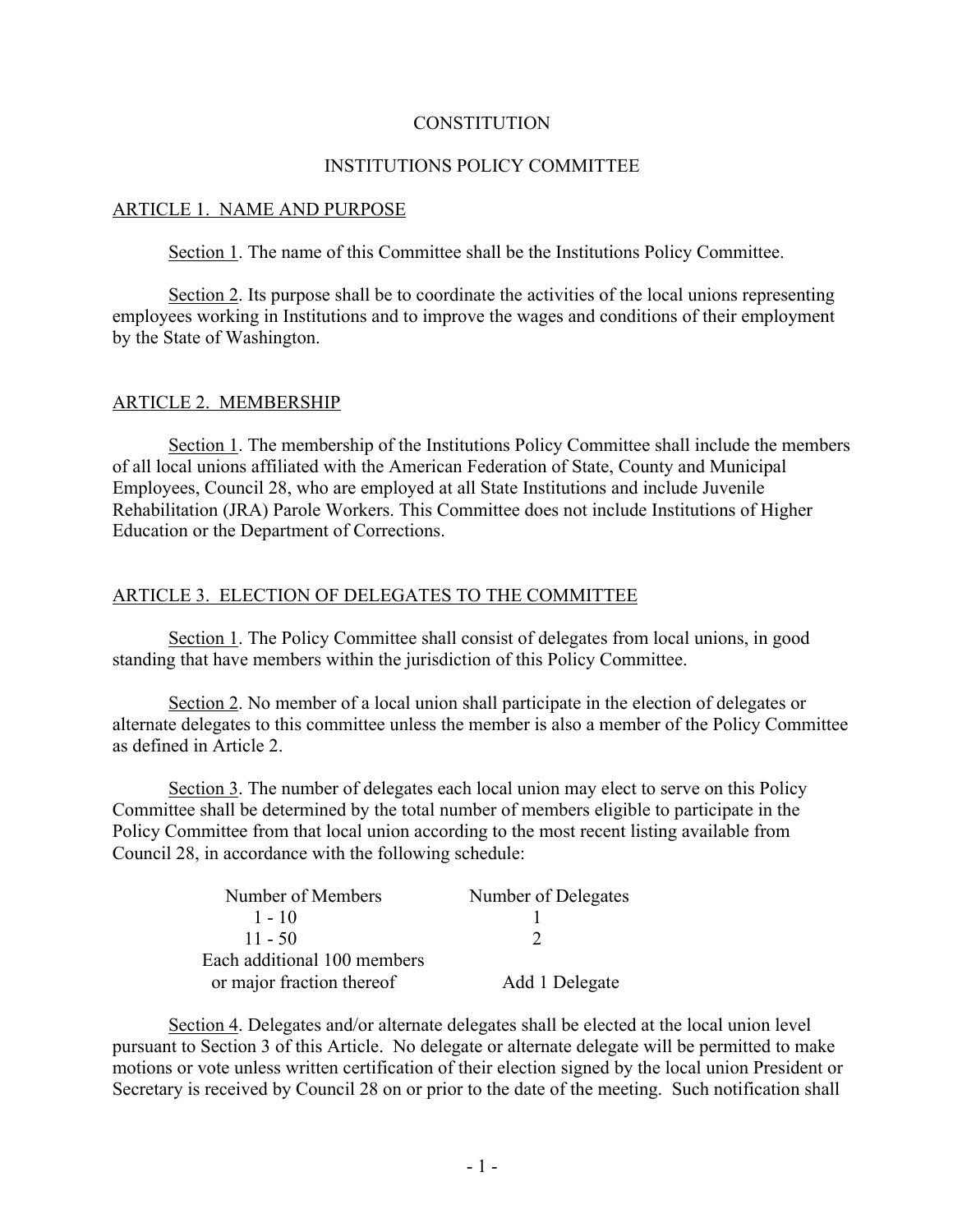# CONSTITUTION

## INSTITUTIONS POLICY COMMITTEE

### ARTICLE 1. NAME AND PURPOSE

Section 1. The name of this Committee shall be the Institutions Policy Committee.

Section 2. Its purpose shall be to coordinate the activities of the local unions representing employees working in Institutions and to improve the wages and conditions of their employment by the State of Washington.

### ARTICLE 2. MEMBERSHIP

Section 1. The membership of the Institutions Policy Committee shall include the members of all local unions affiliated with the American Federation of State, County and Municipal Employees, Council 28, who are employed at all State Institutions and include Juvenile Rehabilitation (JRA) Parole Workers. This Committee does not include Institutions of Higher Education or the Department of Corrections.

### ARTICLE 3. ELECTION OF DELEGATES TO THE COMMITTEE

Section 1. The Policy Committee shall consist of delegates from local unions, in good standing that have members within the jurisdiction of this Policy Committee.

Section 2. No member of a local union shall participate in the election of delegates or alternate delegates to this committee unless the member is also a member of the Policy Committee as defined in Article 2.

Section 3. The number of delegates each local union may elect to serve on this Policy Committee shall be determined by the total number of members eligible to participate in the Policy Committee from that local union according to the most recent listing available from Council 28, in accordance with the following schedule:

| Number of Members | Number of Delegates |
|---|---|
| 1 - 10 | 1 |
| 11 - 50 | 2 |
| Each additional 100 members or major fraction thereof | Add 1 Delegate |

Section 4. Delegates and/or alternate delegates shall be elected at the local union level pursuant to Section 3 of this Article. No delegate or alternate delegate will be permitted to make motions or vote unless written certification of their election signed by the local union President or Secretary is received by Council 28 on or prior to the date of the meeting. Such notification shall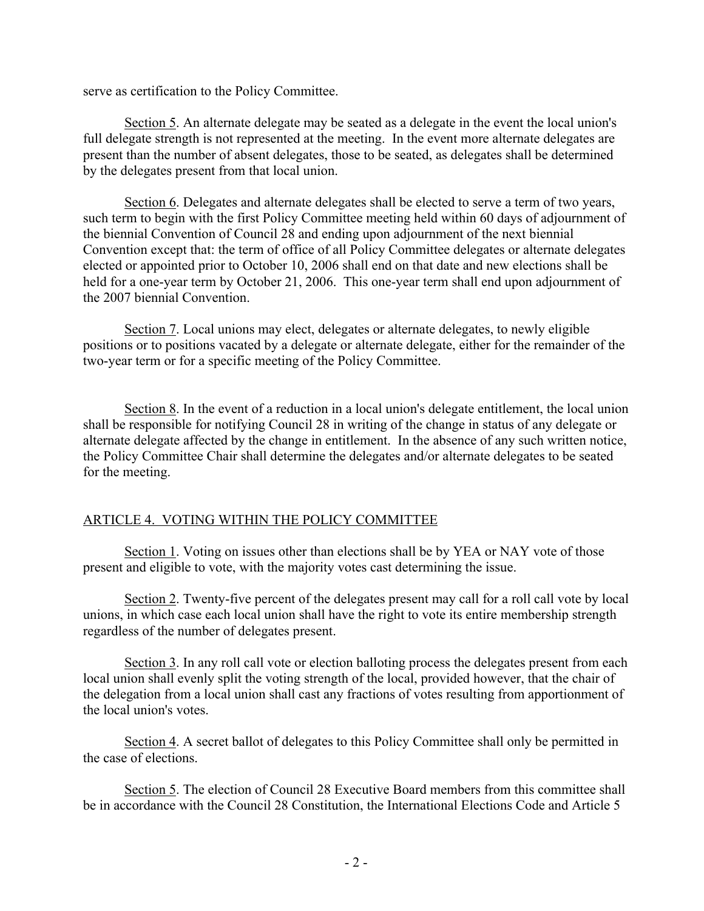serve as certification to the Policy Committee.

Section 5. An alternate delegate may be seated as a delegate in the event the local union's full delegate strength is not represented at the meeting. In the event more alternate delegates are present than the number of absent delegates, those to be seated, as delegates shall be determined by the delegates present from that local union.

Section 6. Delegates and alternate delegates shall be elected to serve a term of two years, such term to begin with the first Policy Committee meeting held within 60 days of adjournment of the biennial Convention of Council 28 and ending upon adjournment of the next biennial Convention except that: the term of office of all Policy Committee delegates or alternate delegates elected or appointed prior to October 10, 2006 shall end on that date and new elections shall be held for a one-year term by October 21, 2006. This one-year term shall end upon adjournment of the 2007 biennial Convention.

Section 7. Local unions may elect, delegates or alternate delegates, to newly eligible positions or to positions vacated by a delegate or alternate delegate, either for the remainder of the two-year term or for a specific meeting of the Policy Committee.

Section 8. In the event of a reduction in a local union's delegate entitlement, the local union shall be responsible for notifying Council 28 in writing of the change in status of any delegate or alternate delegate affected by the change in entitlement. In the absence of any such written notice, the Policy Committee Chair shall determine the delegates and/or alternate delegates to be seated for the meeting.

## ARTICLE 4. VOTING WITHIN THE POLICY COMMITTEE

Section 1. Voting on issues other than elections shall be by YEA or NAY vote of those present and eligible to vote, with the majority votes cast determining the issue.

Section 2. Twenty-five percent of the delegates present may call for a roll call vote by local unions, in which case each local union shall have the right to vote its entire membership strength regardless of the number of delegates present.

Section 3. In any roll call vote or election balloting process the delegates present from each local union shall evenly split the voting strength of the local, provided however, that the chair of the delegation from a local union shall cast any fractions of votes resulting from apportionment of the local union's votes.

Section 4. A secret ballot of delegates to this Policy Committee shall only be permitted in the case of elections.

Section 5. The election of Council 28 Executive Board members from this committee shall be in accordance with the Council 28 Constitution, the International Elections Code and Article 5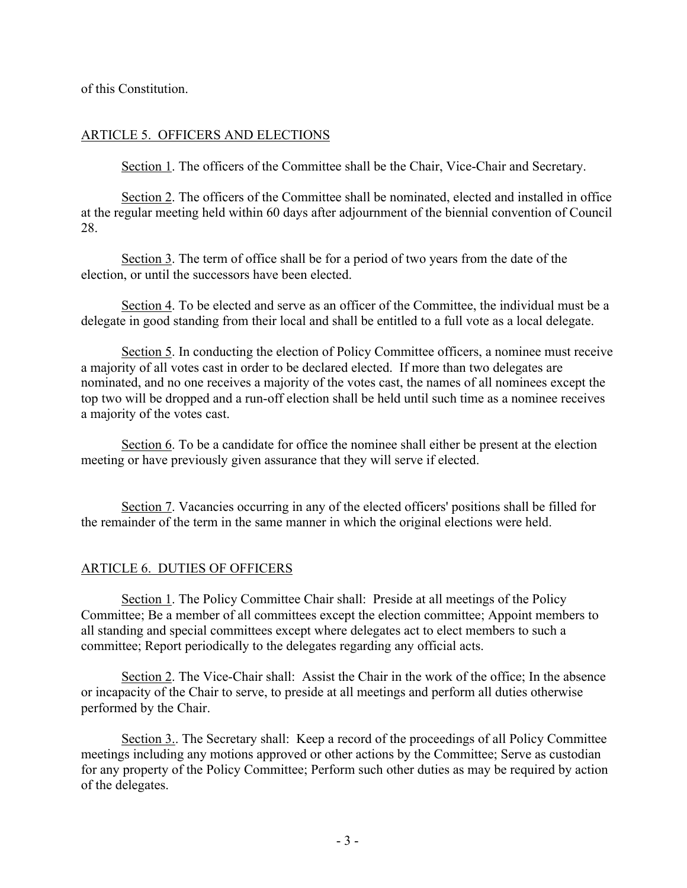of this Constitution.

## ARTICLE 5. OFFICERS AND ELECTIONS

Section 1. The officers of the Committee shall be the Chair, Vice-Chair and Secretary.

Section 2. The officers of the Committee shall be nominated, elected and installed in office at the regular meeting held within 60 days after adjournment of the biennial convention of Council 28.

Section 3. The term of office shall be for a period of two years from the date of the election, or until the successors have been elected.

Section 4. To be elected and serve as an officer of the Committee, the individual must be a delegate in good standing from their local and shall be entitled to a full vote as a local delegate.

Section 5. In conducting the election of Policy Committee officers, a nominee must receive a majority of all votes cast in order to be declared elected. If more than two delegates are nominated, and no one receives a majority of the votes cast, the names of all nominees except the top two will be dropped and a run-off election shall be held until such time as a nominee receives a majority of the votes cast.

Section 6. To be a candidate for office the nominee shall either be present at the election meeting or have previously given assurance that they will serve if elected.

Section 7. Vacancies occurring in any of the elected officers' positions shall be filled for the remainder of the term in the same manner in which the original elections were held.

## ARTICLE 6. DUTIES OF OFFICERS

Section 1. The Policy Committee Chair shall: Preside at all meetings of the Policy Committee; Be a member of all committees except the election committee; Appoint members to all standing and special committees except where delegates act to elect members to such a committee; Report periodically to the delegates regarding any official acts.

Section 2. The Vice-Chair shall: Assist the Chair in the work of the office; In the absence or incapacity of the Chair to serve, to preside at all meetings and perform all duties otherwise performed by the Chair.

Section 3.. The Secretary shall: Keep a record of the proceedings of all Policy Committee meetings including any motions approved or other actions by the Committee; Serve as custodian for any property of the Policy Committee; Perform such other duties as may be required by action of the delegates.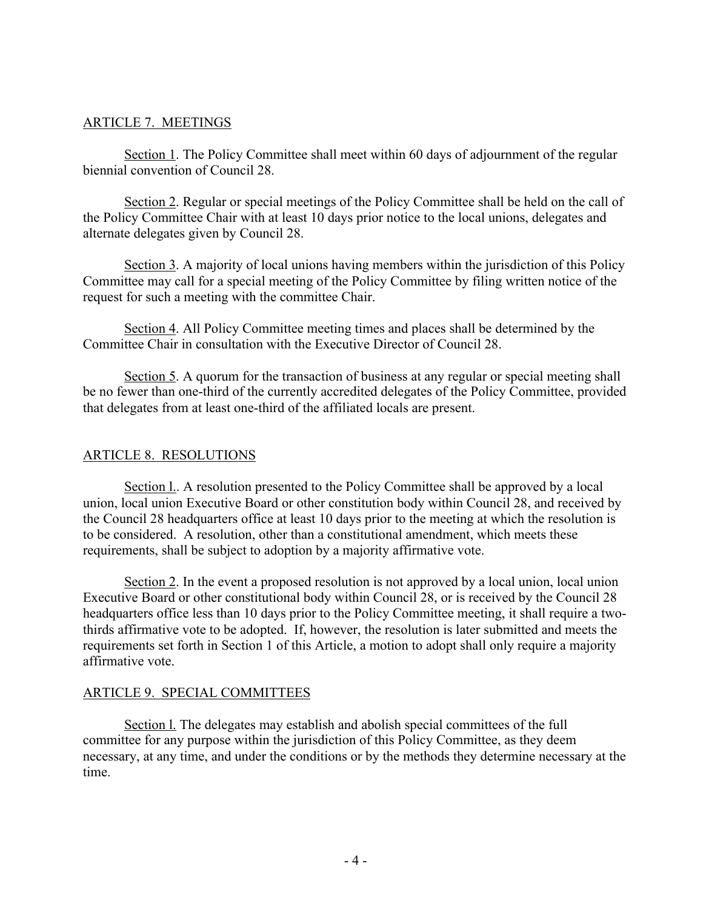## ARTICLE 7. MEETINGS

Section 1. The Policy Committee shall meet within 60 days of adjournment of the regular biennial convention of Council 28.

Section 2. Regular or special meetings of the Policy Committee shall be held on the call of the Policy Committee Chair with at least 10 days prior notice to the local unions, delegates and alternate delegates given by Council 28.

Section 3. A majority of local unions having members within the jurisdiction of this Policy Committee may call for a special meeting of the Policy Committee by filing written notice of the request for such a meeting with the committee Chair.

Section 4. All Policy Committee meeting times and places shall be determined by the Committee Chair in consultation with the Executive Director of Council 28.

Section 5. A quorum for the transaction of business at any regular or special meeting shall be no fewer than one-third of the currently accredited delegates of the Policy Committee, provided that delegates from at least one-third of the affiliated locals are present.

## ARTICLE 8. RESOLUTIONS

Section l.. A resolution presented to the Policy Committee shall be approved by a local union, local union Executive Board or other constitution body within Council 28, and received by the Council 28 headquarters office at least 10 days prior to the meeting at which the resolution is to be considered. A resolution, other than a constitutional amendment, which meets these requirements, shall be subject to adoption by a majority affirmative vote.

Section 2. In the event a proposed resolution is not approved by a local union, local union Executive Board or other constitutional body within Council 28, or is received by the Council 28 headquarters office less than 10 days prior to the Policy Committee meeting, it shall require a two-thirds affirmative vote to be adopted. If, however, the resolution is later submitted and meets the requirements set forth in Section 1 of this Article, a motion to adopt shall only require a majority affirmative vote.

## ARTICLE 9. SPECIAL COMMITTEES

Section l. The delegates may establish and abolish special committees of the full committee for any purpose within the jurisdiction of this Policy Committee, as they deem necessary, at any time, and under the conditions or by the methods they determine necessary at the time.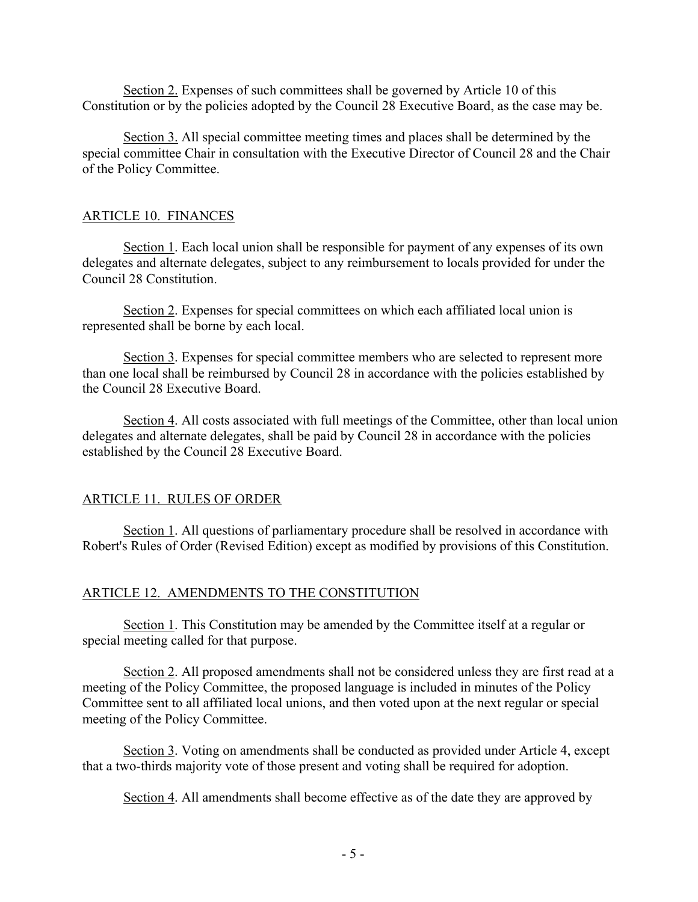Section 2. Expenses of such committees shall be governed by Article 10 of this Constitution or by the policies adopted by the Council 28 Executive Board, as the case may be.

Section 3. All special committee meeting times and places shall be determined by the special committee Chair in consultation with the Executive Director of Council 28 and the Chair of the Policy Committee.

## ARTICLE 10. FINANCES

Section 1. Each local union shall be responsible for payment of any expenses of its own delegates and alternate delegates, subject to any reimbursement to locals provided for under the Council 28 Constitution.

Section 2. Expenses for special committees on which each affiliated local union is represented shall be borne by each local.

Section 3. Expenses for special committee members who are selected to represent more than one local shall be reimbursed by Council 28 in accordance with the policies established by the Council 28 Executive Board.

Section 4. All costs associated with full meetings of the Committee, other than local union delegates and alternate delegates, shall be paid by Council 28 in accordance with the policies established by the Council 28 Executive Board.

## ARTICLE 11. RULES OF ORDER

Section 1. All questions of parliamentary procedure shall be resolved in accordance with Robert's Rules of Order (Revised Edition) except as modified by provisions of this Constitution.

## ARTICLE 12. AMENDMENTS TO THE CONSTITUTION

Section 1. This Constitution may be amended by the Committee itself at a regular or special meeting called for that purpose.

Section 2. All proposed amendments shall not be considered unless they are first read at a meeting of the Policy Committee, the proposed language is included in minutes of the Policy Committee sent to all affiliated local unions, and then voted upon at the next regular or special meeting of the Policy Committee.

Section 3. Voting on amendments shall be conducted as provided under Article 4, except that a two-thirds majority vote of those present and voting shall be required for adoption.

Section 4. All amendments shall become effective as of the date they are approved by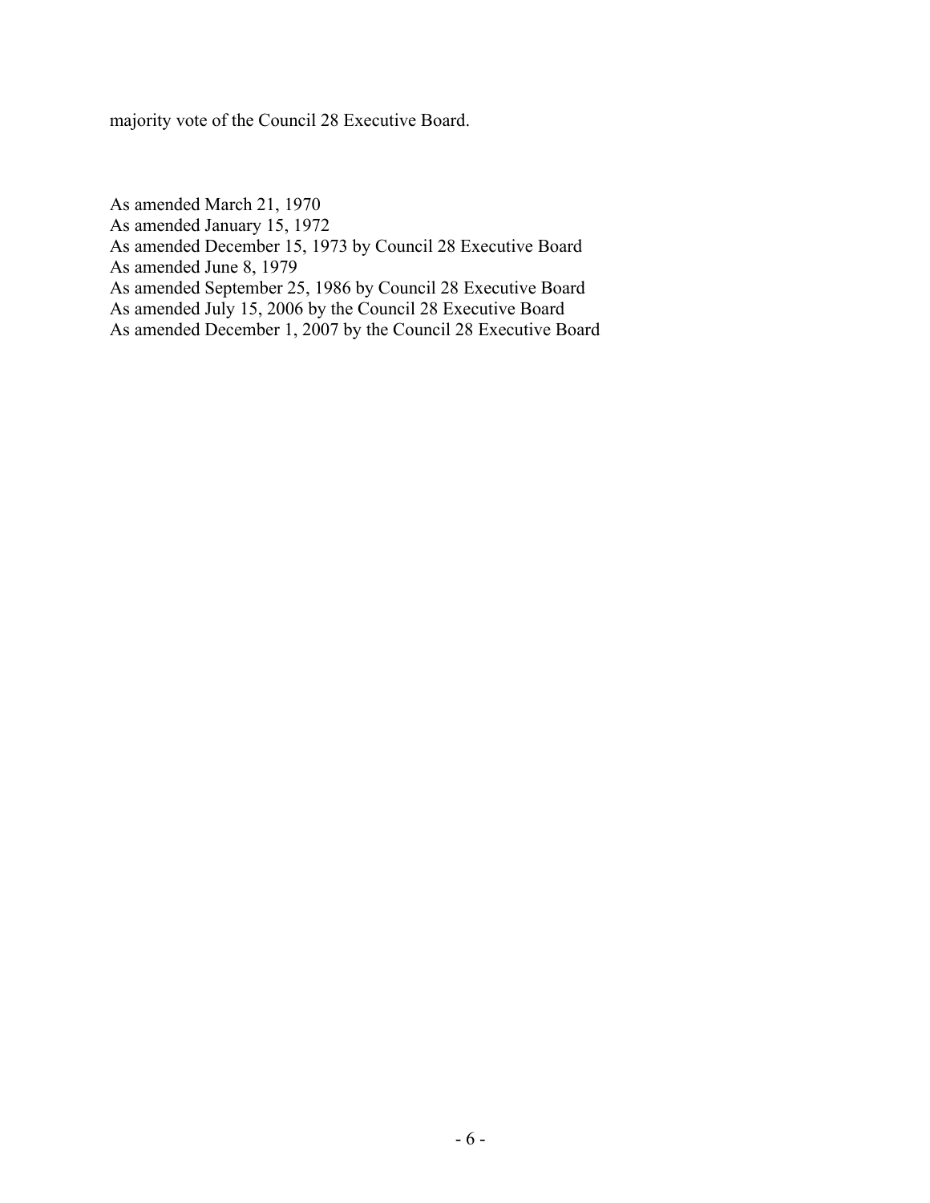majority vote of the Council 28 Executive Board.

As amended March 21, 1970  
As amended January 15, 1972  
As amended December 15, 1973 by Council 28 Executive Board  
As amended June 8, 1979  
As amended September 25, 1986 by Council 28 Executive Board  
As amended July 15, 2006 by the Council 28 Executive Board  
As amended December 1, 2007 by the Council 28 Executive Board